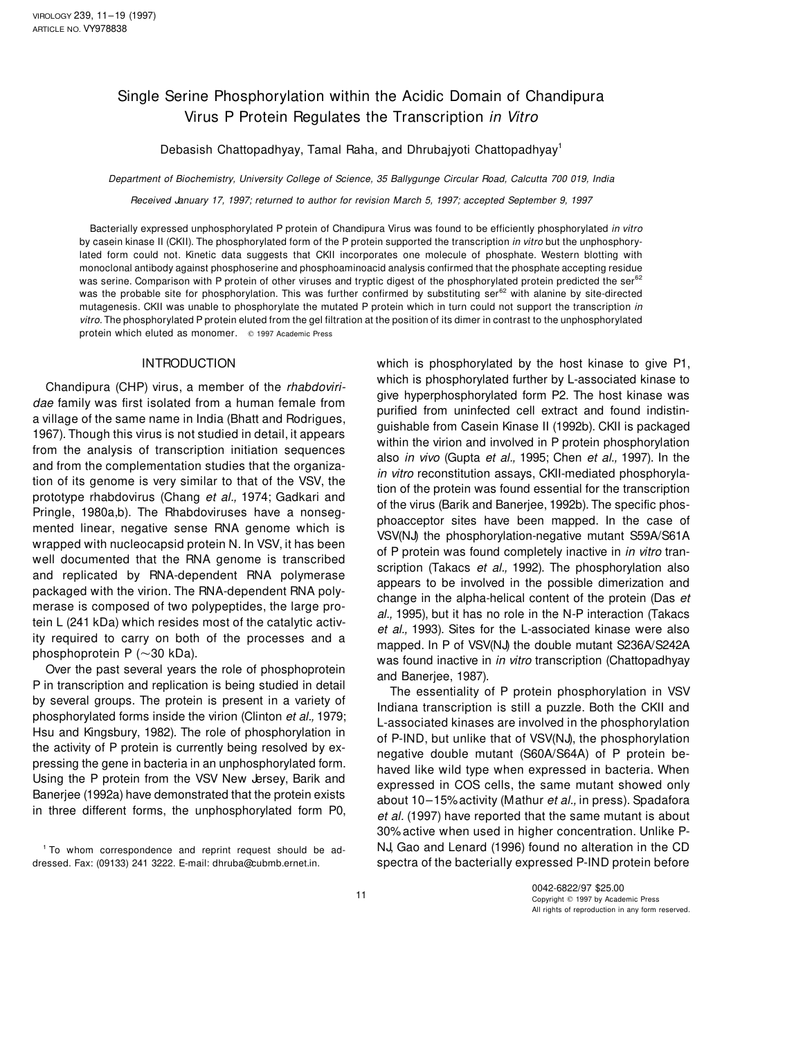# Single Serine Phosphorylation within the Acidic Domain of Chandipura Virus P Protein Regulates the Transcription *in Vitro*

Debasish Chattopadhyay, Tamal Raha, and Dhrubajyoti Chattopadhyay[1]

*Department of Biochemistry, University College of Science, 35 Ballygunge Circular Road, Calcutta 700 019, India*

*Received January 17, 1997; returned to author for revision March 5, 1997; accepted September 9, 1997*

Bacterially expressed unphosphorylated P protein of Chandipura Virus was found to be efficiently phosphorylated *in vitro* by casein kinase II (CKII). The phosphorylated form of the P protein supported the transcription *in vitro* but the unphosphorylated form could not. Kinetic data suggests that CKII incorporates one molecule of phosphate. Western blotting with monoclonal antibody against phosphoserine and phosphoaminoacid analysis confirmed that the phosphate accepting residue was serine. Comparison with P protein of other viruses and tryptic digest of the phosphorylated protein predicted the ser$^{62}$ was the probable site for phosphorylation. This was further confirmed by substituting ser$^{62}$ with alanine by site-directed mutagenesis. CKII was unable to phosphorylate the mutated P protein which in turn could not support the transcription *in vitro*. The phosphorylated P protein eluted from the gel filtration at the position of its dimer in contrast to the unphosphorylated protein which eluted as monomer. © 1997 Academic Press

## INTRODUCTION

Chandipura (CHP) virus, a member of the *rhabdoviridae* family was first isolated from a human female from a village of the same name in India (Bhatt and Rodrigues, 1967). Though this virus is not studied in detail, it appears from the analysis of transcription initiation sequences and from the complementation studies that the organization of its genome is very similar to that of the VSV, the prototype rhabdovirus (Chang *et al.,* 1974; Gadkari and Pringle, 1980a,b). The Rhabdoviruses have a nonsegmented linear, negative sense RNA genome which is wrapped with nucleocapsid protein N. In VSV, it has been well documented that the RNA genome is transcribed and replicated by RNA-dependent RNA polymerase packaged with the virion. The RNA-dependent RNA polymerase is composed of two polypeptides, the large protein L (241 kDa) which resides most of the catalytic activity required to carry on both of the processes and a phosphoprotein P (~30 kDa).

Over the past several years the role of phosphoprotein P in transcription and replication is being studied in detail by several groups. The protein is present in a variety of phosphorylated forms inside the virion (Clinton *et al.,* 1979; Hsu and Kingsbury, 1982). The role of phosphorylation in the activity of P protein is currently being resolved by expressing the gene in bacteria in an unphosphorylated form. Using the P protein from the VSV New Jersey, Barik and Banerjee (1992a) have demonstrated that the protein exists in three different forms, the unphosphorylated form P0, which is phosphorylated by the host kinase to give P1, which is phosphorylated further by L-associated kinase to give hyperphosphorylated form P2. The host kinase was purified from uninfected cell extract and found indistinguishable from Casein Kinase II (1992b). CKII is packaged within the virion and involved in P protein phosphorylation also *in vivo* (Gupta *et al.,* 1995; Chen *et al.,* 1997). In the *in vitro* reconstitution assays, CKII-mediated phosphorylation of the protein was found essential for the transcription of the virus (Barik and Banerjee, 1992b). The specific phosphoacceptor sites have been mapped. In the case of VSV(NJ) the phosphorylation-negative mutant S59A/S61A of P protein was found completely inactive in *in vitro* transcription (Takacs *et al.,* 1992). The phosphorylation also appears to be involved in the possible dimerization and change in the alpha-helical content of the protein (Das *et al.,* 1995), but it has no role in the N-P interaction (Takacs *et al.,* 1993). Sites for the L-associated kinase were also mapped. In P of VSV(NJ) the double mutant S236A/S242A was found inactive in *in vitro* transcription (Chattopadhyay and Banerjee, 1987).

The essentiality of P protein phosphorylation in VSV Indiana transcription is still a puzzle. Both the CKII and L-associated kinases are involved in the phosphorylation of P-IND, but unlike that of VSV(NJ), the phosphorylation negative double mutant (S60A/S64A) of P protein behaved like wild type when expressed in bacteria. When expressed in COS cells, the same mutant showed only about 10–15% activity (Mathur *et al.,* in press). Spadafora *et al.* (1997) have reported that the same mutant is about 30% active when used in higher concentration. Unlike P-NJ, Gao and Lenard (1996) found no alteration in the CD spectra of the bacterially expressed P-IND protein before

[1] To whom correspondence and reprint request should be addressed. Fax: (09133) 241 3222. E-mail: dhruba@cubmb.ernet.in.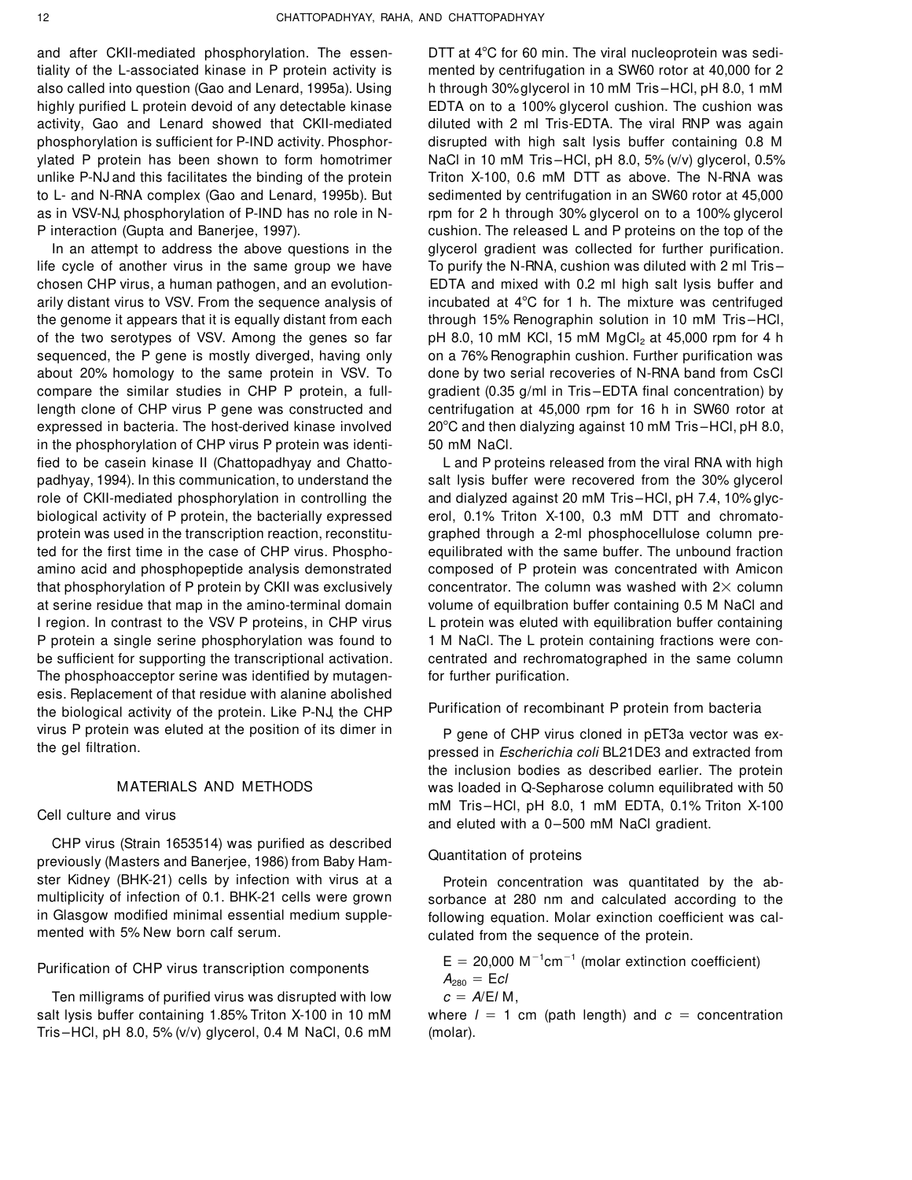and after CKII-mediated phosphorylation. The essentiality of the L-associated kinase in P protein activity is also called into question (Gao and Lenard, 1995a). Using highly purified L protein devoid of any detectable kinase activity, Gao and Lenard showed that CKII-mediated phosphorylation is sufficient for P-IND activity. Phosphorylated P protein has been shown to form homotrimer unlike P-NJ and this facilitates the binding of the protein to L- and N-RNA complex (Gao and Lenard, 1995b). But as in VSV-NJ, phosphorylation of P-IND has no role in N-P interaction (Gupta and Banerjee, 1997).

In an attempt to address the above questions in the life cycle of another virus in the same group we have chosen CHP virus, a human pathogen, and an evolutionarily distant virus to VSV. From the sequence analysis of the genome it appears that it is equally distant from each of the two serotypes of VSV. Among the genes so far sequenced, the P gene is mostly diverged, having only about 20% homology to the same protein in VSV. To compare the similar studies in CHP P protein, a full-length clone of CHP virus P gene was constructed and expressed in bacteria. The host-derived kinase involved in the phosphorylation of CHP virus P protein was identified to be casein kinase II (Chattopadhyay and Chattopadhyay, 1994). In this communication, to understand the role of CKII-mediated phosphorylation in controlling the biological activity of P protein, the bacterially expressed protein was used in the transcription reaction, reconstituted for the first time in the case of CHP virus. Phosphoamino acid and phosphopeptide analysis demonstrated that phosphorylation of P protein by CKII was exclusively at serine residue that map in the amino-terminal domain I region. In contrast to the VSV P proteins, in CHP virus P protein a single serine phosphorylation was found to be sufficient for supporting the transcriptional activation. The phosphoacceptor serine was identified by mutagenesis. Replacement of that residue with alanine abolished the biological activity of the protein. Like P-NJ, the CHP virus P protein was eluted at the position of its dimer in the gel filtration.

## MATERIALS AND METHODS

### Cell culture and virus

CHP virus (Strain 1653514) was purified as described previously (Masters and Banerjee, 1986) from Baby Hamster Kidney (BHK-21) cells by infection with virus at a multiplicity of infection of 0.1. BHK-21 cells were grown in Glasgow modified minimal essential medium supplemented with 5% New born calf serum.

### Purification of CHP virus transcription components

Ten milligrams of purified virus was disrupted with low salt lysis buffer containing 1.85% Triton X-100 in 10 mM Tris–HCl, pH 8.0, 5% (v/v) glycerol, 0.4 M NaCl, 0.6 mM DTT at 4°C for 60 min. The viral nucleoprotein was sedimented by centrifugation in a SW60 rotor at 40,000 for 2 h through 30% glycerol in 10 mM Tris–HCl, pH 8.0, 1 mM EDTA on to a 100% glycerol cushion. The cushion was diluted with 2 ml Tris-EDTA. The viral RNP was again disrupted with high salt lysis buffer containing 0.8 M NaCl in 10 mM Tris–HCl, pH 8.0, 5% (v/v) glycerol, 0.5% Triton X-100, 0.6 mM DTT as above. The N-RNA was sedimented by centrifugation in an SW60 rotor at 45,000 rpm for 2 h through 30% glycerol on to a 100% glycerol cushion. The released L and P proteins on the top of the glycerol gradient was collected for further purification. To purify the N-RNA, cushion was diluted with 2 ml Tris–EDTA and mixed with 0.2 ml high salt lysis buffer and incubated at 4°C for 1 h. The mixture was centrifuged through 15% Renographin solution in 10 mM Tris–HCl, pH 8.0, 10 mM KCl, 15 mM $MgCl_2$ at 45,000 rpm for 4 h on a 76% Renographin cushion. Further purification was done by two serial recoveries of N-RNA band from CsCl gradient (0.35 g/ml in Tris–EDTA final concentration) by centrifugation at 45,000 rpm for 16 h in SW60 rotor at 20°C and then dialyzing against 10 mM Tris–HCl, pH 8.0, 50 mM NaCl.

L and P proteins released from the viral RNA with high salt lysis buffer were recovered from the 30% glycerol and dialyzed against 20 mM Tris–HCl, pH 7.4, 10% glycerol, 0.1% Triton X-100, 0.3 mM DTT and chromatographed through a 2-ml phosphocellulose column preequilibrated with the same buffer. The unbound fraction composed of P protein was concentrated with Amicon concentrator. The column was washed with 2× column volume of equilbration buffer containing 0.5 M NaCl and L protein was eluted with equilibration buffer containing 1 M NaCl. The L protein containing fractions were concentrated and rechromatographed in the same column for further purification.

### Purification of recombinant P protein from bacteria

P gene of CHP virus cloned in pET3a vector was expressed in *Escherichia coli* BL21DE3 and extracted from the inclusion bodies as described earlier. The protein was loaded in Q-Sepharose column equilibrated with 50 mM Tris–HCl, pH 8.0, 1 mM EDTA, 0.1% Triton X-100 and eluted with a 0–500 mM NaCl gradient.

### Quantitation of proteins

Protein concentration was quantitated by the absorbance at 280 nm and calculated according to the following equation. Molar exinction coefficient was calculated from the sequence of the protein.

$$E = 20{,}000\ M^{-1}cm^{-1} \text{ (molar extinction coefficient)}$$

$$A_{280} = Ecl$$

$$c = A/El\ M,$$

where $l = 1$ cm (path length) and $c =$ concentration (molar).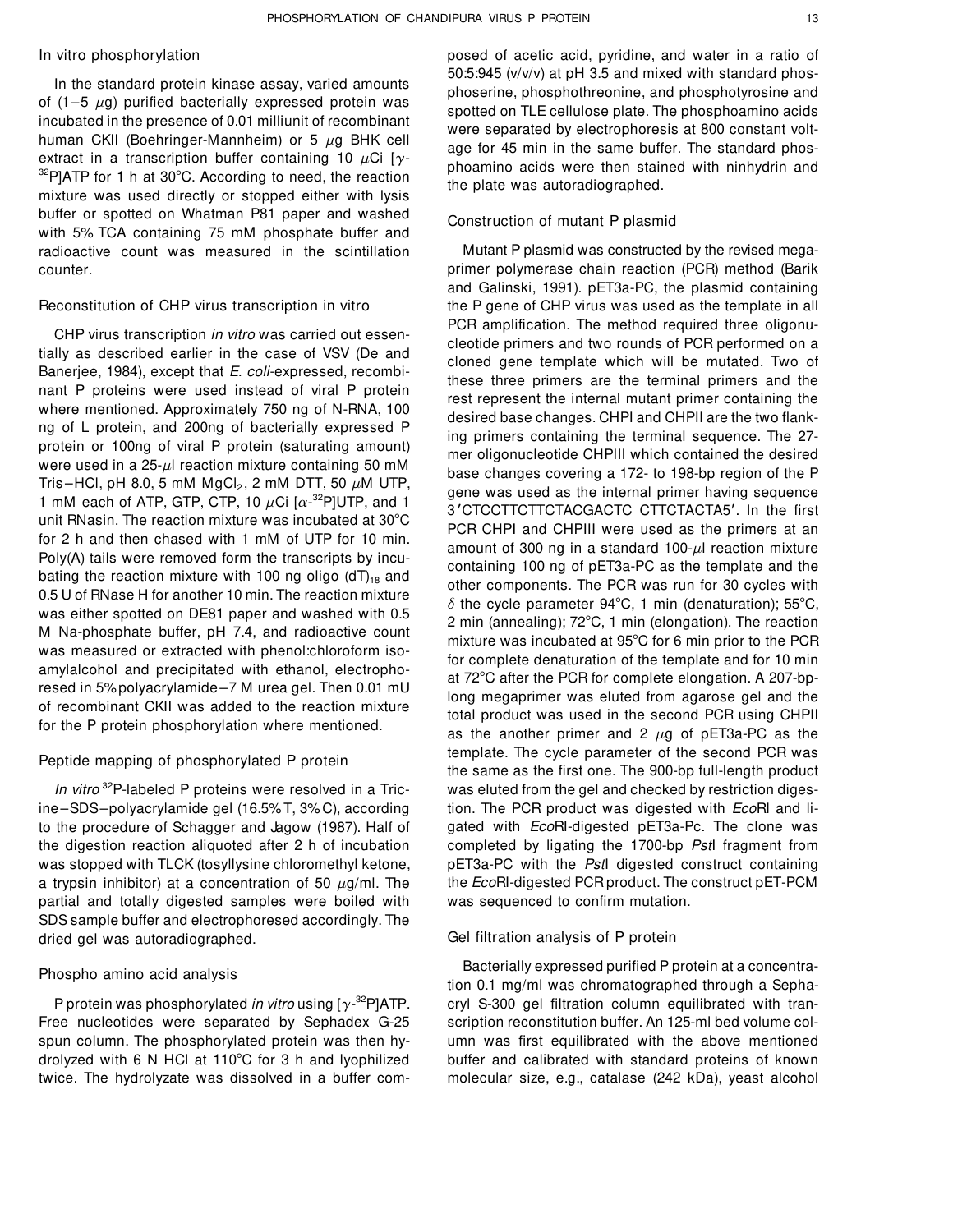### In vitro phosphorylation

In the standard protein kinase assay, varied amounts of (1–5 $\mu$g) purified bacterially expressed protein was incubated in the presence of 0.01 milliunit of recombinant human CKII (Boehringer-Mannheim) or 5 $\mu$g BHK cell extract in a transcription buffer containing 10 $\mu$Ci [$\gamma$-$^{32}$P]ATP for 1 h at 30°C. According to need, the reaction mixture was used directly or stopped either with lysis buffer or spotted on Whatman P81 paper and washed with 5% TCA containing 75 mM phosphate buffer and radioactive count was measured in the scintillation counter.

### Reconstitution of CHP virus transcription in vitro

CHP virus transcription *in vitro* was carried out essentially as described earlier in the case of VSV (De and Banerjee, 1984), except that *E. coli*-expressed, recombinant P proteins were used instead of viral P protein where mentioned. Approximately 750 ng of N-RNA, 100 ng of L protein, and 200ng of bacterially expressed P protein or 100ng of viral P protein (saturating amount) were used in a 25-$\mu$l reaction mixture containing 50 mM Tris–HCl, pH 8.0, 5 mM $MgCl_2$, 2 mM DTT, 50 $\mu$M UTP, 1 mM each of ATP, GTP, CTP, 10 $\mu$Ci [$\alpha$-$^{32}$P]UTP, and 1 unit RNasin. The reaction mixture was incubated at 30°C for 2 h and then chased with 1 mM of UTP for 10 min. Poly(A) tails were removed form the transcripts by incubating the reaction mixture with 100 ng oligo $(dT)_{18}$ and 0.5 U of RNase H for another 10 min. The reaction mixture was either spotted on DE81 paper and washed with 0.5 M Na-phosphate buffer, pH 7.4, and radioactive count was measured or extracted with phenol:chloroform isoamylalcohol and precipitated with ethanol, electrophoresed in 5% polyacrylamide–7 M urea gel. Then 0.01 mU of recombinant CKII was added to the reaction mixture for the P protein phosphorylation where mentioned.

### Peptide mapping of phosphorylated P protein

*In vitro* $^{32}$P-labeled P proteins were resolved in a Tricine–SDS–polyacrylamide gel (16.5% T, 3% C), according to the procedure of Schagger and Jagow (1987). Half of the digestion reaction aliquoted after 2 h of incubation was stopped with TLCK (tosyllysine chloromethyl ketone, a trypsin inhibitor) at a concentration of 50 $\mu$g/ml. The partial and totally digested samples were boiled with SDS sample buffer and electrophoresed accordingly. The dried gel was autoradiographed.

### Phospho amino acid analysis

P protein was phosphorylated *in vitro* using [$\gamma$-$^{32}$P]ATP. Free nucleotides were separated by Sephadex G-25 spun column. The phosphorylated protein was then hydrolyzed with 6 N HCl at 110°C for 3 h and lyophilized twice. The hydrolyzate was dissolved in a buffer composed of acetic acid, pyridine, and water in a ratio of 50:5:945 (v/v/v) at pH 3.5 and mixed with standard phosphoserine, phosphothreonine, and phosphotyrosine and spotted on TLE cellulose plate. The phosphoamino acids were separated by electrophoresis at 800 constant voltage for 45 min in the same buffer. The standard phosphoamino acids were then stained with ninhydrin and the plate was autoradiographed.

### Construction of mutant P plasmid

Mutant P plasmid was constructed by the revised megaprimer polymerase chain reaction (PCR) method (Barik and Galinski, 1991). pET3a-PC, the plasmid containing the P gene of CHP virus was used as the template in all PCR amplification. The method required three oligonucleotide primers and two rounds of PCR performed on a cloned gene template which will be mutated. Two of these three primers are the terminal primers and the rest represent the internal mutant primer containing the desired base changes. CHPI and CHPII are the two flanking primers containing the terminal sequence. The 27-mer oligonucleotide CHPIII which contained the desired base changes covering a 172- to 198-bp region of the P gene was used as the internal primer having sequence 3′CTCCTTCTTCTACGACTC CTTCTACTA5′. In the first PCR CHPI and CHPIII were used as the primers at an amount of 300 ng in a standard 100-$\mu$l reaction mixture containing 100 ng of pET3a-PC as the template and the other components. The PCR was run for 30 cycles with $\delta$ the cycle parameter 94°C, 1 min (denaturation); 55°C, 2 min (annealing); 72°C, 1 min (elongation). The reaction mixture was incubated at 95°C for 6 min prior to the PCR for complete denaturation of the template and for 10 min at 72°C after the PCR for complete elongation. A 207-bp-long megaprimer was eluted from agarose gel and the total product was used in the second PCR using CHPII as the another primer and 2 $\mu$g of pET3a-PC as the template. The cycle parameter of the second PCR was the same as the first one. The 900-bp full-length product was eluted from the gel and checked by restriction digestion. The PCR product was digested with *Eco*RI and ligated with *Eco*RI-digested pET3a-Pc. The clone was completed by ligating the 1700-bp *Pst*I fragment from pET3a-PC with the *Pst*I digested construct containing the *Eco*RI-digested PCR product. The construct pET-PCM was sequenced to confirm mutation.

### Gel filtration analysis of P protein

Bacterially expressed purified P protein at a concentration 0.1 mg/ml was chromatographed through a Sephacryl S-300 gel filtration column equilibrated with transcription reconstitution buffer. An 125-ml bed volume column was first equilibrated with the above mentioned buffer and calibrated with standard proteins of known molecular size, e.g., catalase (242 kDa), yeast alcohol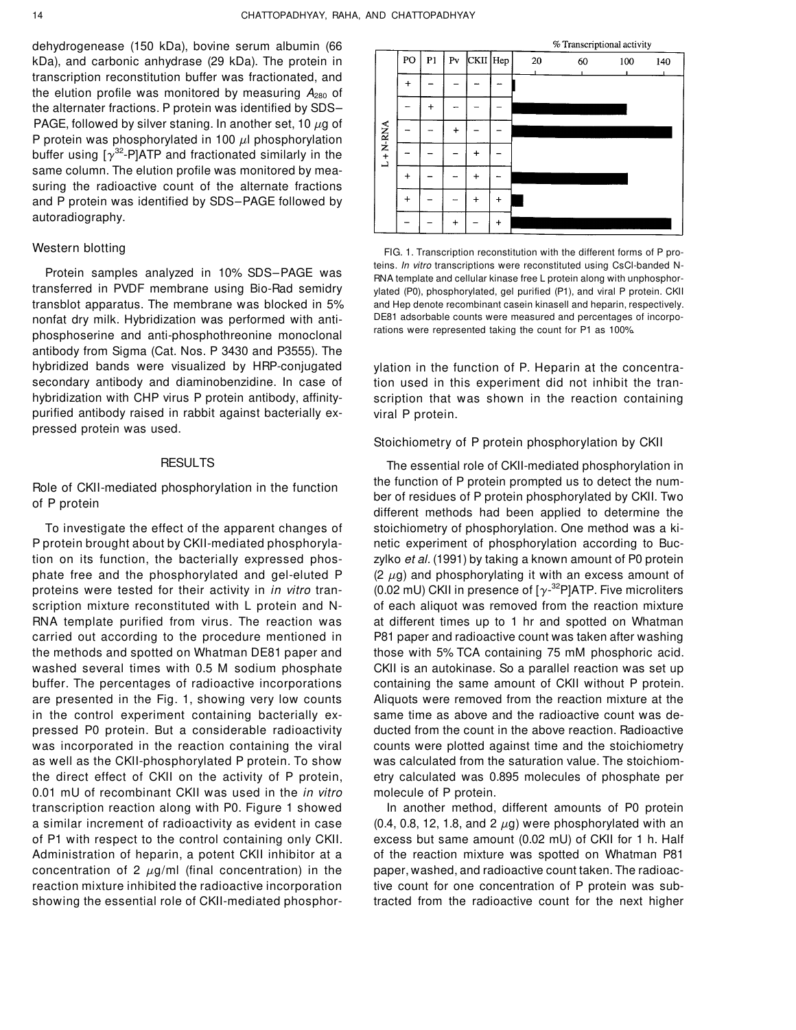dehydrogenease (150 kDa), bovine serum albumin (66 kDa), and carbonic anhydrase (29 kDa). The protein in transcription reconstitution buffer was fractionated, and the elution profile was monitored by measuring $A_{280}$ of the alternater fractions. P protein was identified by SDS–PAGE, followed by silver staning. In another set, 10 $\mu$g of P protein was phosphorylated in 100 $\mu$l phosphorylation buffer using [$\gamma^{32}$-P]ATP and fractionated similarly in the same column. The elution profile was monitored by measuring the radioactive count of the alternate fractions and P protein was identified by SDS–PAGE followed by autoradiography.

### Western blotting

Protein samples analyzed in 10% SDS–PAGE was transferred in PVDF membrane using Bio-Rad semidry transblot apparatus. The membrane was blocked in 5% nonfat dry milk. Hybridization was performed with anti-phosphoserine and anti-phosphothreonine monoclonal antibody from Sigma (Cat. Nos. P 3430 and P3555). The hybridized bands were visualized by HRP-conjugated secondary antibody and diaminobenzidine. In case of hybridization with CHP virus P protein antibody, affinity-purified antibody raised in rabbit against bacterially expressed protein was used.

## RESULTS

### Role of CKII-mediated phosphorylation in the function of P protein

To investigate the effect of the apparent changes of P protein brought about by CKII-mediated phosphorylation on its function, the bacterially expressed phosphate free and the phosphorylated and gel-eluted P proteins were tested for their activity in *in vitro* transcription mixture reconstituted with L protein and N-RNA template purified from virus. The reaction was carried out according to the procedure mentioned in the methods and spotted on Whatman DE81 paper and washed several times with 0.5 M sodium phosphate buffer. The percentages of radioactive incorporations are presented in the Fig. 1, showing very low counts in the control experiment containing bacterially expressed P0 protein. But a considerable radioactivity was incorporated in the reaction containing the viral as well as the CKII-phosphorylated P protein. To show the direct effect of CKII on the activity of P protein, 0.01 mU of recombinant CKII was used in the *in vitro* transcription reaction along with P0. Figure 1 showed a similar increment of radioactivity as evident in case of P1 with respect to the control containing only CKII. Administration of heparin, a potent CKII inhibitor at a concentration of 2 $\mu$g/ml (final concentration) in the reaction mixture inhibited the radioactive incorporation showing the essential role of CKII-mediated phosphorylation in the function of P. Heparin at the concentration used in this experiment did not inhibit the transcription that was shown in the reaction containing viral P protein.

| L + N-RNA | PO | P1 | Pv | CKII | Hep |
|---|---|---|---|---|---|
| | + | − | − | − | − |
| | − | + | − | − | − |
| | − | − | + | − | − |
| | − | − | − | + | − |
| | + | − | − | + | − |
| | + | − | − | + | + |
| | − | − | + | − | + |

% Transcriptional activity (20, 60, 100, 140)

FIG. 1. Transcription reconstitution with the different forms of P proteins. *In vitro* transcriptions were reconstituted using CsCl-banded N-RNA template and cellular kinase free L protein along with unphosphorylated (P0), phosphorylated, gel purified (P1), and viral P protein. CKII and Hep denote recombinant casein kinaseII and heparin, respectively. DE81 adsorbable counts were measured and percentages of incorporations were represented taking the count for P1 as 100%.

### Stoichiometry of P protein phosphorylation by CKII

The essential role of CKII-mediated phosphorylation in the function of P protein prompted us to detect the number of residues of P protein phosphorylated by CKII. Two different methods had been applied to determine the stoichiometry of phosphorylation. One method was a kinetic experiment of phosphorylation according to Buczylko *et al.* (1991) by taking a known amount of P0 protein (2 $\mu$g) and phosphorylating it with an excess amount of (0.02 mU) CKII in presence of [$\gamma$-$^{32}$P]ATP. Five microliters of each aliquot was removed from the reaction mixture at different times up to 1 hr and spotted on Whatman P81 paper and radioactive count was taken after washing those with 5% TCA containing 75 mM phosphoric acid. CKII is an autokinase. So a parallel reaction was set up containing the same amount of CKII without P protein. Aliquots were removed from the reaction mixture at the same time as above and the radioactive count was deducted from the count in the above reaction. Radioactive counts were plotted against time and the stoichiometry was calculated from the saturation value. The stoichiometry calculated was 0.895 molecules of phosphate per molecule of P protein.

In another method, different amounts of P0 protein (0.4, 0.8, 12, 1.8, and 2 $\mu$g) were phosphorylated with an excess but same amount (0.02 mU) of CKII for 1 h. Half of the reaction mixture was spotted on Whatman P81 paper, washed, and radioactive count taken. The radioactive count for one concentration of P protein was subtracted from the radioactive count for the next higher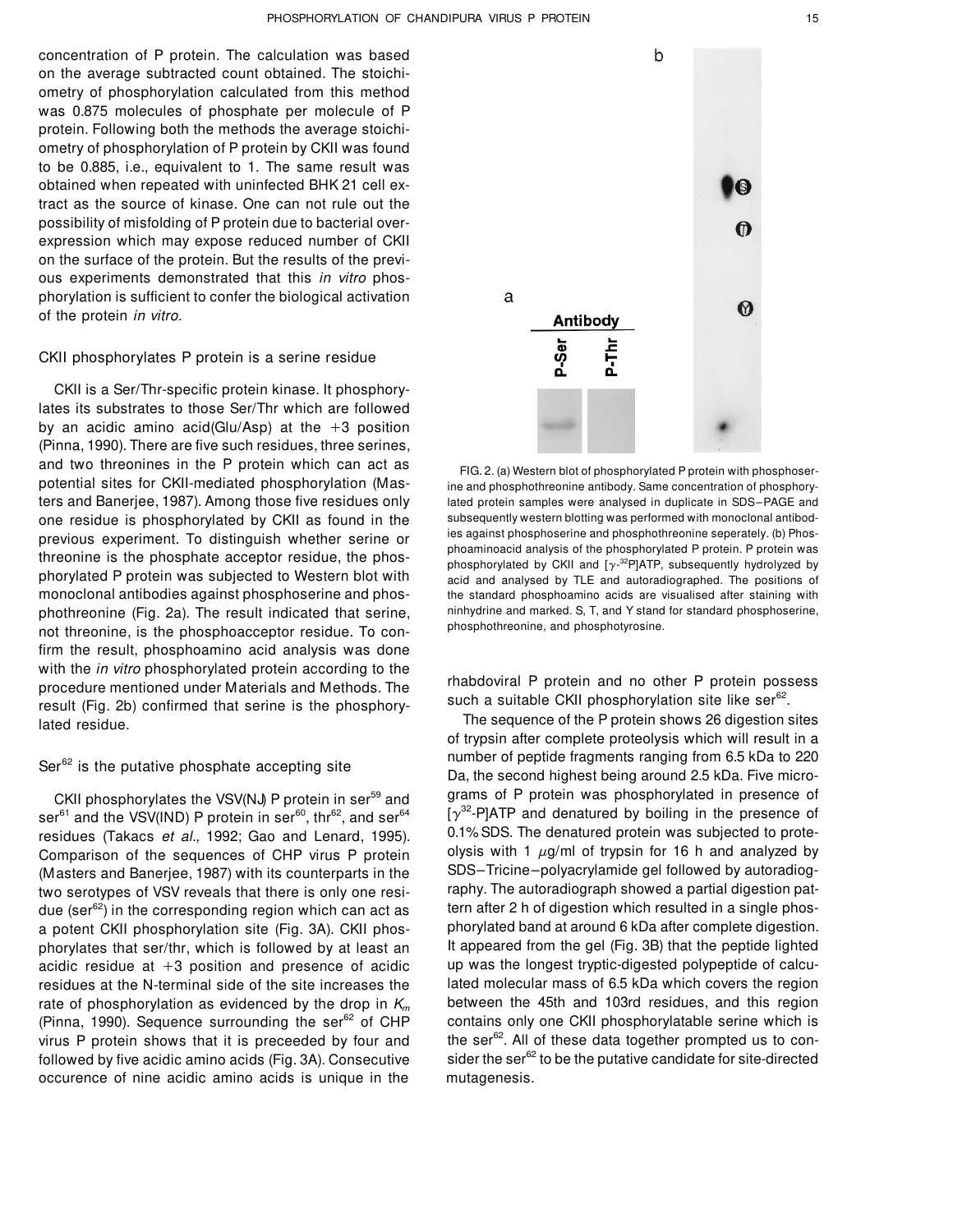concentration of P protein. The calculation was based on the average subtracted count obtained. The stoichiometry of phosphorylation calculated from this method was 0.875 molecules of phosphate per molecule of P protein. Following both the methods the average stoichiometry of phosphorylation of P protein by CKII was found to be 0.885, i.e., equivalent to 1. The same result was obtained when repeated with uninfected BHK 21 cell extract as the source of kinase. One can not rule out the possibility of misfolding of P protein due to bacterial overexpression which may expose reduced number of CKII on the surface of the protein. But the results of the previous experiments demonstrated that this *in vitro* phosphorylation is sufficient to confer the biological activation of the protein *in vitro.*

### CKII phosphorylates P protein is a serine residue

CKII is a Ser/Thr-specific protein kinase. It phosphorylates its substrates to those Ser/Thr which are followed by an acidic amino acid(Glu/Asp) at the +3 position (Pinna, 1990). There are five such residues, three serines, and two threonines in the P protein which can act as potential sites for CKII-mediated phosphorylation (Masters and Banerjee, 1987). Among those five residues only one residue is phosphorylated by CKII as found in the previous experiment. To distinguish whether serine or threonine is the phosphate acceptor residue, the phosphorylated P protein was subjected to Western blot with monoclonal antibodies against phosphoserine and phosphothreonine (Fig. 2a). The result indicated that serine, not threonine, is the phosphoacceptor residue. To confirm the result, phosphoamino acid analysis was done with the *in vitro* phosphorylated protein according to the procedure mentioned under Materials and Methods. The result (Fig. 2b) confirmed that serine is the phosphorylated residue.

FIG. 2. (a) Western blot of phosphorylated P protein with phosphoserine and phosphothreonine antibody. Same concentration of phosphorylated protein samples were analysed in duplicate in SDS–PAGE and subsequently western blotting was performed with monoclonal antibodies against phosphoserine and phosphothreonine seperately. (b) Phosphoaminoacid analysis of the phosphorylated P protein. P protein was phosphorylated by CKII and [$\gamma$-$^{32}$P]ATP, subsequently hydrolyzed by acid and analysed by TLE and autoradiographed. The positions of the standard phosphoamino acids are visualised after staining with ninhydrine and marked. S, T, and Y stand for standard phosphoserine, phosphothreonine, and phosphotyrosine.

### Ser$^{62}$ is the putative phosphate accepting site

CKII phosphorylates the VSV(NJ) P protein in ser$^{59}$ and ser$^{61}$ and the VSV(IND) P protein in ser$^{60}$, thr$^{62}$, and ser$^{64}$ residues (Takacs *et al.,* 1992; Gao and Lenard, 1995). Comparison of the sequences of CHP virus P protein (Masters and Banerjee, 1987) with its counterparts in the two serotypes of VSV reveals that there is only one residue (ser$^{62}$) in the corresponding region which can act as a potent CKII phosphorylation site (Fig. 3A). CKII phosphorylates that ser/thr, which is followed by at least an acidic residue at +3 position and presence of acidic residues at the N-terminal side of the site increases the rate of phosphorylation as evidenced by the drop in $K_m$ (Pinna, 1990). Sequence surrounding the ser$^{62}$ of CHP virus P protein shows that it is preceeded by four and followed by five acidic amino acids (Fig. 3A). Consecutive occurence of nine acidic amino acids is unique in the rhabdoviral P protein and no other P protein possess such a suitable CKII phosphorylation site like ser$^{62}$.

The sequence of the P protein shows 26 digestion sites of trypsin after complete proteolysis which will result in a number of peptide fragments ranging from 6.5 kDa to 220 Da, the second highest being around 2.5 kDa. Five micrograms of P protein was phosphorylated in presence of [$\gamma^{32}$-P]ATP and denatured by boiling in the presence of 0.1% SDS. The denatured protein was subjected to proteolysis with 1 $\mu$g/ml of trypsin for 16 h and analyzed by SDS–Tricine–polyacrylamide gel followed by autoradiography. The autoradiograph showed a partial digestion pattern after 2 h of digestion which resulted in a single phosphorylated band at around 6 kDa after complete digestion. It appeared from the gel (Fig. 3B) that the peptide lighted up was the longest tryptic-digested polypeptide of calculated molecular mass of 6.5 kDa which covers the region between the 45th and 103rd residues, and this region contains only one CKII phosphorylatable serine which is the ser$^{62}$. All of these data together prompted us to consider the ser$^{62}$ to be the putative candidate for site-directed mutagenesis.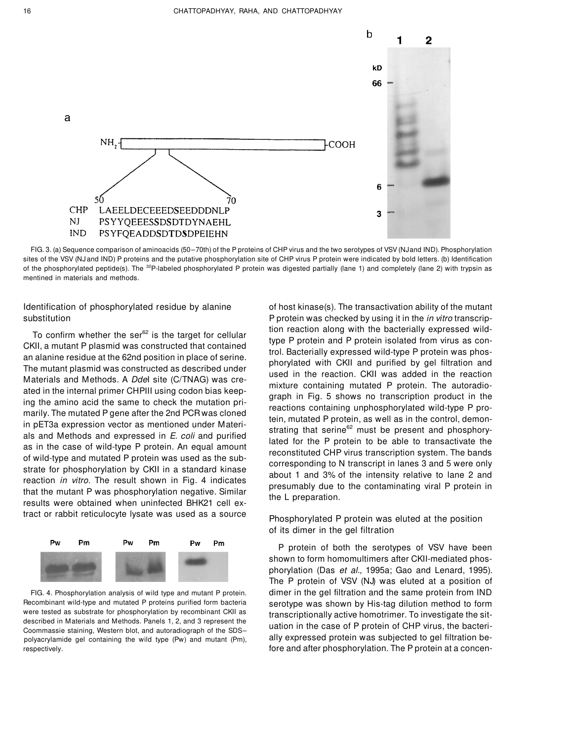a

NH₂-COOH

50 70

CHP LAEELDECEEEDSEEDDDNLP

NJ PSYYQEEESSDSDTDYNAEHL

IND PSYFQEADDSDTDSDPEIEHN

b

kD 1 2

66

6

3

FIG. 3. (a) Sequence comparison of aminoacids (50–70th) of the P proteins of CHP virus and the two serotypes of VSV (NJ and IND). Phosphorylation sites of the VSV (NJ and IND) P proteins and the putative phosphorylation site of CHP virus P protein were indicated by bold letters. (b) Identification of the phosphorylated peptide(s). The $^{32}$P-labeled phosphorylated P protein was digested partially (lane 1) and completely (lane 2) with trypsin as mentined in materials and methods.

## Identification of phosphorylated residue by alanine substitution

To confirm whether the ser$^{62}$ is the target for cellular CKII, a mutant P plasmid was constructed that contained an alanine residue at the 62nd position in place of serine. The mutant plasmid was constructed as described under Materials and Methods. A *Dde*I site (C/TNAG) was created in the internal primer CHPIII using codon bias keeping the amino acid the same to check the mutation primarily. The mutated P gene after the 2nd PCR was cloned in pET3a expression vector as mentioned under Materials and Methods and expressed in *E. coli* and purified as in the case of wild-type P protein. An equal amount of wild-type and mutated P protein was used as the substrate for phosphorylation by CKII in a standard kinase reaction *in vitro*. The result shown in Fig. 4 indicates that the mutant P was phosphorylation negative. Similar results were obtained when uninfected BHK21 cell extract or rabbit reticulocyte lysate was used as a source of host kinase(s). The transactivation ability of the mutant P protein was checked by using it in the *in vitro* transcription reaction along with the bacterially expressed wild-type P protein and P protein isolated from virus as control. Bacterially expressed wild-type P protein was phosphorylated with CKII and purified by gel filtration and used in the reaction. CKII was added in the reaction mixture containing mutated P protein. The autoradiograph in Fig. 5 shows no transcription product in the reactions containing unphosphorylated wild-type P protein, mutated P protein, as well as in the control, demonstrating that serine$^{62}$ must be present and phosphorylated for the P protein to be able to transactivate the reconstituted CHP virus transcription system. The bands corresponding to N transcript in lanes 3 and 5 were only about 1 and 3% of the intensity relative to lane 2 and presumably due to the contaminating viral P protein in the L preparation.

Pw Pm Pw Pm Pw Pm

FIG. 4. Phosphorylation analysis of wild type and mutant P protein. Recombinant wild-type and mutated P proteins purified form bacteria were tested as substrate for phosphorylation by recombinant CKII as described in Materials and Methods. Panels 1, 2, and 3 represent the Coommassie staining, Western blot, and autoradiograph of the SDS–polyacrylamide gel containing the wild type (Pw) and mutant (Pm), respectively.

## Phosphorylated P protein was eluted at the position of its dimer in the gel filtration

P protein of both the serotypes of VSV have been shown to form homomultimers after CKII-mediated phosphorylation (Das *et al.,* 1995a; Gao and Lenard, 1995). The P protein of VSV (NJ) was eluted at a position of dimer in the gel filtration and the same protein from IND serotype was shown by His-tag dilution method to form transcriptionally active homotrimer. To investigate the situation in the case of P protein of CHP virus, the bacterially expressed protein was subjected to gel filtration before and after phosphorylation. The P protein at a concen-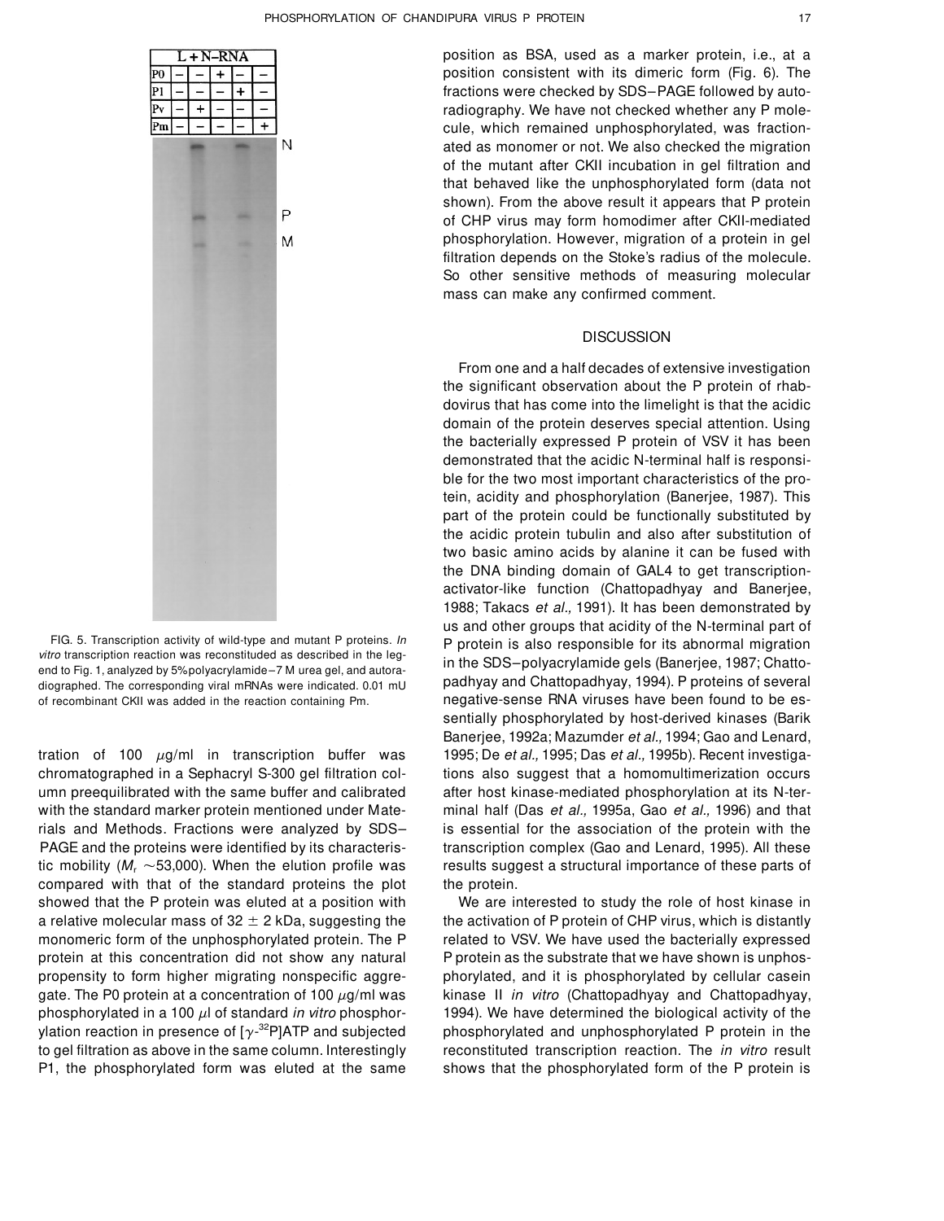| L + N-RNA | | | | | |
|---|---|---|---|---|---|
| P0 | – | – | + | – | – |
| P1 | – | – | – | + | – |
| Pv | – | + | – | – | – |
| Pm | – | – | – | – | + |

FIG. 5. Transcription activity of wild-type and mutant P proteins. *In vitro* transcription reaction was reconstituted as described in the legend to Fig. 1, analyzed by 5% polyacrylamide–7 M urea gel, and autoradiographed. The corresponding viral mRNAs were indicated. 0.01 mU of recombinant CKII was added in the reaction containing Pm.

tration of 100 $\mu$g/ml in transcription buffer was chromatographed in a Sephacryl S-300 gel filtration column preequilibrated with the same buffer and calibrated with the standard marker protein mentioned under Materials and Methods. Fractions were analyzed by SDS–PAGE and the proteins were identified by its characteristic mobility ($M_r$ ~53,000). When the elution profile was compared with that of the standard proteins the plot showed that the P protein was eluted at a position with a relative molecular mass of 32 ± 2 kDa, suggesting the monomeric form of the unphosphorylated protein. The P protein at this concentration did not show any natural propensity to form higher migrating nonspecific aggregate. The P0 protein at a concentration of 100 $\mu$g/ml was phosphorylated in a 100 $\mu$l of standard *in vitro* phosphorylation reaction in presence of [$\gamma$-$^{32}$P]ATP and subjected to gel filtration as above in the same column. Interestingly P1, the phosphorylated form was eluted at the same position as BSA, used as a marker protein, i.e., at a position consistent with its dimeric form (Fig. 6). The fractions were checked by SDS–PAGE followed by autoradiography. We have not checked whether any P molecule, which remained unphosphorylated, was fractionated as monomer or not. We also checked the migration of the mutant after CKII incubation in gel filtration and that behaved like the unphosphorylated form (data not shown). From the above result it appears that P protein of CHP virus may form homodimer after CKII-mediated phosphorylation. However, migration of a protein in gel filtration depends on the Stoke's radius of the molecule. So other sensitive methods of measuring molecular mass can make any confirmed comment.

## DISCUSSION

From one and a half decades of extensive investigation the significant observation about the P protein of rhabdovirus that has come into the limelight is that the acidic domain of the protein deserves special attention. Using the bacterially expressed P protein of VSV it has been demonstrated that the acidic N-terminal half is responsible for the two most important characteristics of the protein, acidity and phosphorylation (Banerjee, 1987). This part of the protein could be functionally substituted by the acidic protein tubulin and also after substitution of two basic amino acids by alanine it can be fused with the DNA binding domain of GAL4 to get transcription-activator-like function (Chattopadhyay and Banerjee, 1988; Takacs *et al.,* 1991). It has been demonstrated by us and other groups that acidity of the N-terminal part of P protein is also responsible for its abnormal migration in the SDS–polyacrylamide gels (Banerjee, 1987; Chattopadhyay and Chattopadhyay, 1994). P proteins of several negative-sense RNA viruses have been found to be essentially phosphorylated by host-derived kinases (Barik Banerjee, 1992a; Mazumder *et al.,* 1994; Gao and Lenard, 1995; De *et al.,* 1995; Das *et al.,* 1995b). Recent investigations also suggest that a homomultimerization occurs after host kinase-mediated phosphorylation at its N-terminal half (Das *et al.,* 1995a, Gao *et al.,* 1996) and that is essential for the association of the protein with the transcription complex (Gao and Lenard, 1995). All these results suggest a structural importance of these parts of the protein.

We are interested to study the role of host kinase in the activation of P protein of CHP virus, which is distantly related to VSV. We have used the bacterially expressed P protein as the substrate that we have shown is unphosphorylated, and it is phosphorylated by cellular casein kinase II *in vitro* (Chattopadhyay and Chattopadhyay, 1994). We have determined the biological activity of the phosphorylated and unphosphorylated P protein in the reconstituted transcription reaction. The *in vitro* result shows that the phosphorylated form of the P protein is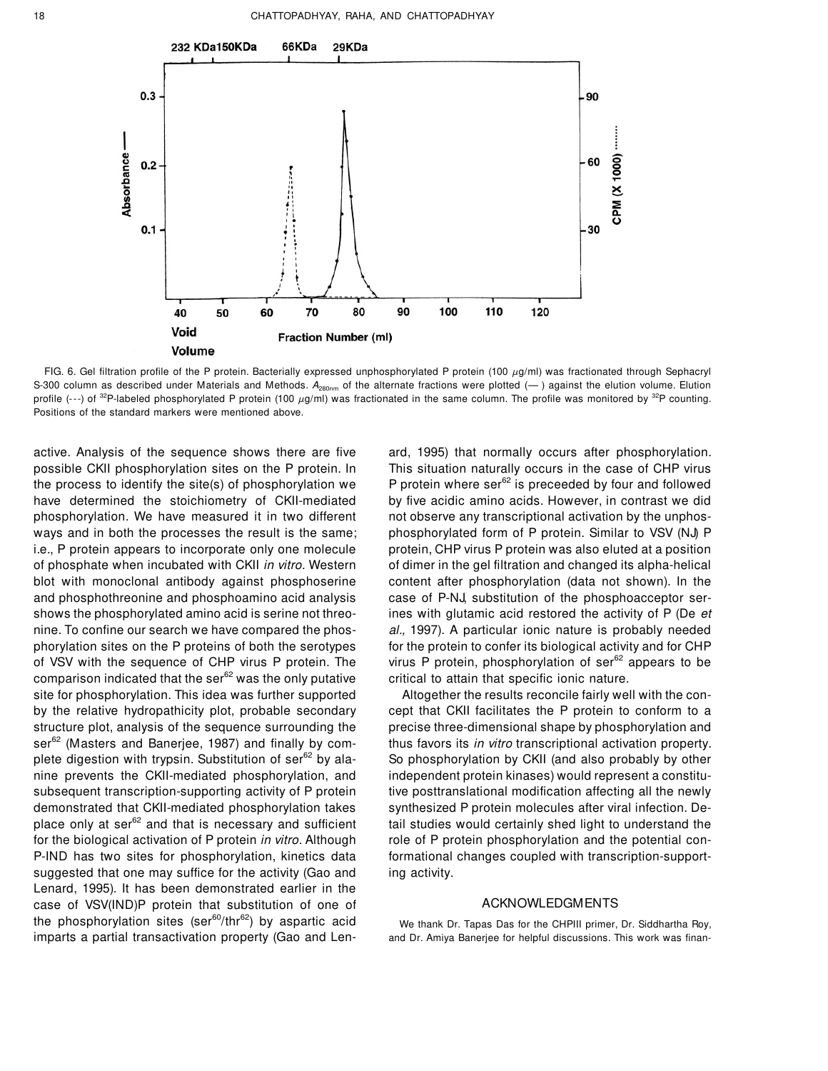FIG. 6. Gel filtration profile of the P protein. Bacterially expressed unphosphorylated P protein (100 $\mu$g/ml) was fractionated through Sephacryl S-300 column as described under Materials and Methods. $A_{280nm}$ of the alternate fractions were plotted (— ) against the elution volume. Elution profile (---) of $^{32}$P-labeled phosphorylated P protein (100 $\mu$g/ml) was fractionated in the same column. The profile was monitored by $^{32}$P counting. Positions of the standard markers were mentioned above.

active. Analysis of the sequence shows there are five possible CKII phosphorylation sites on the P protein. In the process to identify the site(s) of phosphorylation we have determined the stoichiometry of CKII-mediated phosphorylation. We have measured it in two different ways and in both the processes the result is the same; i.e., P protein appears to incorporate only one molecule of phosphate when incubated with CKII *in vitro.* Western blot with monoclonal antibody against phosphoserine and phosphothreonine and phosphoamino acid analysis shows the phosphorylated amino acid is serine not threonine. To confine our search we have compared the phosphorylation sites on the P proteins of both the serotypes of VSV with the sequence of CHP virus P protein. The comparison indicated that the ser$^{62}$ was the only putative site for phosphorylation. This idea was further supported by the relative hydropathicity plot, probable secondary structure plot, analysis of the sequence surrounding the ser$^{62}$ (Masters and Banerjee, 1987) and finally by complete digestion with trypsin. Substitution of ser$^{62}$ by alanine prevents the CKII-mediated phosphorylation, and subsequent transcription-supporting activity of P protein demonstrated that CKII-mediated phosphorylation takes place only at ser$^{62}$ and that is necessary and sufficient for the biological activation of P protein *in vitro.* Although P-IND has two sites for phosphorylation, kinetics data suggested that one may suffice for the activity (Gao and Lenard, 1995). It has been demonstrated earlier in the case of VSV(IND)P protein that substitution of one of the phosphorylation sites (ser$^{60}$/thr$^{62}$) by aspartic acid imparts a partial transactivation property (Gao and Lenard, 1995) that normally occurs after phosphorylation. This situation naturally occurs in the case of CHP virus P protein where ser$^{62}$ is preceeded by four and followed by five acidic amino acids. However, in contrast we did not observe any transcriptional activation by the unphosphorylated form of P protein. Similar to VSV (NJ) P protein, CHP virus P protein was also eluted at a position of dimer in the gel filtration and changed its alpha-helical content after phosphorylation (data not shown). In the case of P-NJ, substitution of the phosphoacceptor serines with glutamic acid restored the activity of P (De *et al.,* 1997). A particular ionic nature is probably needed for the protein to confer its biological activity and for CHP virus P protein, phosphorylation of ser$^{62}$ appears to be critical to attain that specific ionic nature.

Altogether the results reconcile fairly well with the concept that CKII facilitates the P protein to conform to a precise three-dimensional shape by phosphorylation and thus favors its *in vitro* transcriptional activation property. So phosphorylation by CKII (and also probably by other independent protein kinases) would represent a constitutive posttranslational modification affecting all the newly synthesized P protein molecules after viral infection. Detail studies would certainly shed light to understand the role of P protein phosphorylation and the potential conformational changes coupled with transcription-supporting activity.

## ACKNOWLEDGMENTS

We thank Dr. Tapas Das for the CHPIII primer, Dr. Siddhartha Roy, and Dr. Amiya Banerjee for helpful discussions. This work was finan-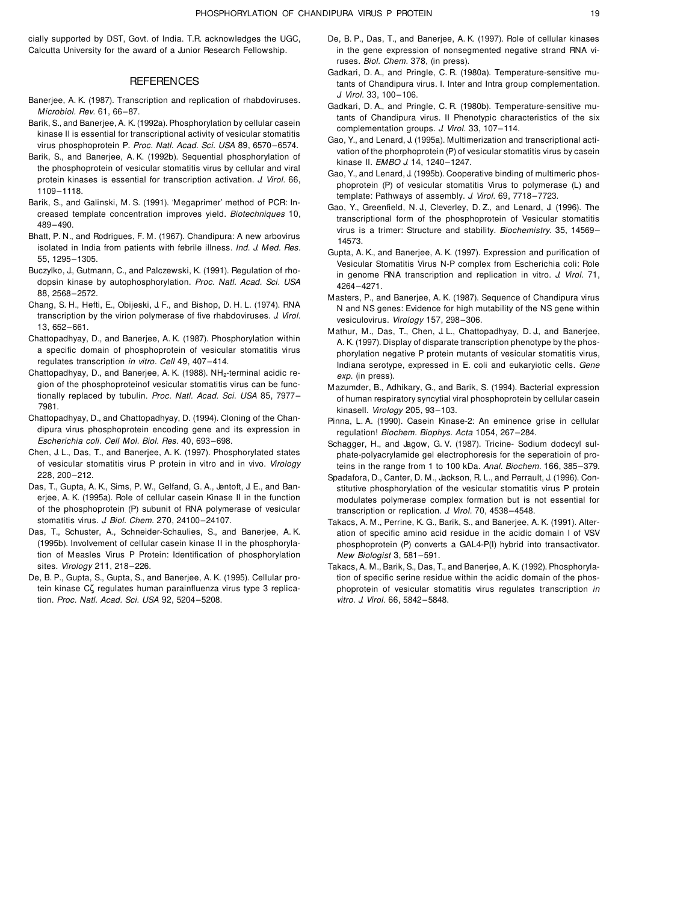cially supported by DST, Govt. of India. T.R. acknowledges the UGC, Calcutta University for the award of a Junior Research Fellowship.

## REFERENCES

Banerjee, A. K. (1987). Transcription and replication of rhabdoviruses. *Microbiol. Rev.* 61, 66–87.

Barik, S., and Banerjee, A. K. (1992a). Phosphorylation by cellular casein kinase II is essential for transcriptional activity of vesicular stomatitis virus phosphoprotein P. *Proc. Natl. Acad. Sci. USA* 89, 6570–6574.

Barik, S., and Banerjee, A. K. (1992b). Sequential phosphorylation of the phosphoprotein of vesicular stomatitis virus by cellular and viral protein kinases is essential for transcription activation. *J. Virol.* 66, 1109–1118.

Barik, S., and Galinski, M. S. (1991). 'Megaprimer' method of PCR: Increased template concentration improves yield. *Biotechniques* 10, 489–490.

Bhatt, P. N., and Rodrigues, F. M. (1967). Chandipura: A new arbovirus isolated in India from patients with febrile illness. *Ind. J. Med. Res.* 55, 1295–1305.

Buczylko, J., Gutmann, C., and Palczewski, K. (1991). Regulation of rhodopsin kinase by autophosphorylation. *Proc. Natl. Acad. Sci. USA* 88, 2568–2572.

Chang, S. H., Hefti, E., Obijeski, J. F., and Bishop, D. H. L. (1974). RNA transcription by the virion polymerase of five rhabdoviruses. *J. Virol.* 13, 652–661.

Chattopadhyay, D., and Banerjee, A. K. (1987). Phosphorylation within a specific domain of phosphoprotein of vesicular stomatitis virus regulates transcription *in vitro*. *Cell* 49, 407–414.

Chattopadhyay, D., and Banerjee, A. K. (1988). $NH_2$-terminal acidic region of the phosphoproteinof vesicular stomatitis virus can be functionally replaced by tubulin. *Proc. Natl. Acad. Sci. USA* 85, 7977–7981.

Chattopadhyay, D., and Chattopadhyay, D. (1994). Cloning of the Chandipura virus phosphoprotein encoding gene and its expression in *Escherichia coli. Cell Mol. Biol. Res.* 40, 693–698.

Chen, J. L., Das, T., and Banerjee, A. K. (1997). Phosphorylated states of vesicular stomatitis virus P protein in vitro and in vivo. *Virology* 228, 200–212.

Das, T., Gupta, A. K., Sims, P. W., Gelfand, G. A., Jentoft, J. E., and Banerjee, A. K. (1995a). Role of cellular casein Kinase II in the function of the phosphoprotein (P) subunit of RNA polymerase of vesicular stomatitis virus. *J. Biol. Chem.* 270, 24100–24107.

Das, T., Schuster, A., Schneider-Schaulies, S., and Banerjee, A. K. (1995b). Involvement of cellular casein kinase II in the phosphorylation of Measles Virus P Protein: Identification of phosphorylation sites. *Virology* 211, 218–226.

De, B. P., Gupta, S., Gupta, S., and Banerjee, A. K. (1995). Cellular protein kinase Cζ regulates human parainfluenza virus type 3 replication. *Proc. Natl. Acad. Sci. USA* 92, 5204–5208.

De, B. P., Das, T., and Banerjee, A. K. (1997). Role of cellular kinases in the gene expression of nonsegmented negative strand RNA viruses. *Biol. Chem.* 378, (in press).

Gadkari, D. A., and Pringle, C. R. (1980a). Temperature-sensitive mutants of Chandipura virus. I. Inter and Intra group complementation. *J. Virol.* 33, 100–106.

Gadkari, D. A., and Pringle, C. R. (1980b). Temperature-sensitive mutants of Chandipura virus. II Phenotypic characteristics of the six complementation groups. *J. Virol.* 33, 107–114.

Gao, Y., and Lenard, J. (1995a). Multimerization and transcriptional activation of the phorphoprotein (P) of vesicular stomatitis virus by casein kinase II. *EMBO J.* 14, 1240–1247.

Gao, Y., and Lenard, J. (1995b). Cooperative binding of multimeric phosphoprotein (P) of vesicular stomatitis Virus to polymerase (L) and template: Pathways of assembly. *J. Virol.* 69, 7718–7723.

Gao, Y., Greenfield, N. J., Cleverley, D. Z., and Lenard, J. (1996). The transcriptional form of the phosphoprotein of Vesicular stomatitis virus is a trimer: Structure and stability. *Biochemistry.* 35, 14569–14573.

Gupta, A. K., and Banerjee, A. K. (1997). Expression and purification of Vesicular Stomatitis Virus N-P complex from Escherichia coli: Role in genome RNA transcription and replication in vitro. *J. Virol.* 71, 4264–4271.

Masters, P., and Banerjee, A. K. (1987). Sequence of Chandipura virus N and NS genes: Evidence for high mutability of the NS gene within vesiculovirus. *Virology* 157, 298–306.

Mathur, M., Das, T., Chen, J. L., Chattopadhyay, D. J., and Banerjee, A. K. (1997). Display of disparate transcription phenotype by the phosphorylation negative P protein mutants of vesicular stomatitis virus, Indiana serotype, expressed in E. coli and eukaryiotic cells. *Gene exp.* (in press).

Mazumder, B., Adhikary, G., and Barik, S. (1994). Bacterial expression of human respiratory syncytial viral phosphoprotein by cellular casein kinaseII. *Virology* 205, 93–103.

Pinna, L. A. (1990). Casein Kinase-2: An eminence grise in cellular regulation! *Biochem. Biophys. Acta* 1054, 267–284.

Schagger, H., and Jagow, G. V. (1987). Tricine- Sodium dodecyl sulphate-polyacrylamide gel electrophoresis for the seperatioin of proteins in the range from 1 to 100 kDa. *Anal. Biochem.* 166, 385–379.

Spadafora, D., Canter, D. M., Jackson, R. L., and Perrault, J. (1996). Constitutive phosphorylation of the vesicular stomatitis virus P protein modulates polymerase complex formation but is not essential for transcription or replication. *J. Virol.* 70, 4538–4548.

Takacs, A. M., Perrine, K. G., Barik, S., and Banerjee, A. K. (1991). Alteration of specific amino acid residue in the acidic domain I of VSV phosphoprotein (P) converts a GAL4-P(I) hybrid into transactivator. *New Biologist* 3, 581–591.

Takacs, A. M., Barik, S., Das, T., and Banerjee, A. K. (1992). Phosphorylation of specific serine residue within the acidic domain of the phosphoprotein of vesicular stomatitis virus regulates transcription *in vitro. J. Virol.* 66, 5842–5848.